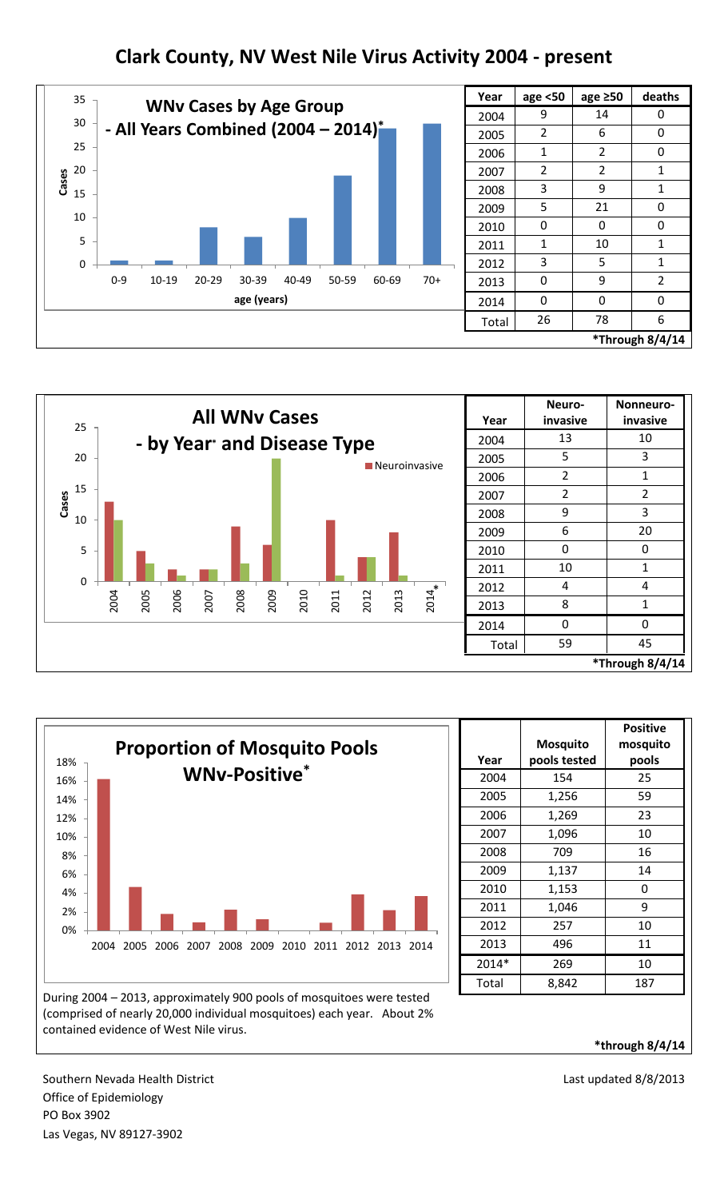# Clark County, NV West Nile Virus Activity 2004 - present

**WNv Cases by Age Group - All Years Combined (2004 – 2014)***

| Year | age <50 | age ≥50 | deaths |
|---|---|---|---|
| 2004 | 9 | 14 | 0 |
| 2005 | 2 | 6 | 0 |
| 2006 | 1 | 2 | 0 |
| 2007 | 2 | 2 | 1 |
| 2008 | 3 | 9 | 1 |
| 2009 | 5 | 21 | 0 |
| 2010 | 0 | 0 | 0 |
| 2011 | 1 | 10 | 1 |
| 2012 | 3 | 5 | 1 |
| 2013 | 0 | 9 | 2 |
| 2014 | 0 | 0 | 0 |
| Total | 26 | 78 | 6 |

*Through 8/4/14

**All WNv Cases - by Year* and Disease Type**

| Year | Neuro-invasive | Nonneuro-invasive |
|---|---|---|
| 2004 | 13 | 10 |
| 2005 | 5 | 3 |
| 2006 | 2 | 1 |
| 2007 | 2 | 2 |
| 2008 | 9 | 3 |
| 2009 | 6 | 20 |
| 2010 | 0 | 0 |
| 2011 | 10 | 1 |
| 2012 | 4 | 4 |
| 2013 | 8 | 1 |
| 2014 | 0 | 0 |
| Total | 59 | 45 |

*Through 8/4/14

**Proportion of Mosquito Pools WNv-Positive***

| Year | Mosquito pools tested | Positive mosquito pools |
|---|---|---|
| 2004 | 154 | 25 |
| 2005 | 1,256 | 59 |
| 2006 | 1,269 | 23 |
| 2007 | 1,096 | 10 |
| 2008 | 709 | 16 |
| 2009 | 1,137 | 14 |
| 2010 | 1,153 | 0 |
| 2011 | 1,046 | 9 |
| 2012 | 257 | 10 |
| 2013 | 496 | 11 |
| 2014* | 269 | 10 |
| Total | 8,842 | 187 |

During 2004 – 2013, approximately 900 pools of mosquitoes were tested (comprised of nearly 20,000 individual mosquitoes) each year. About 2% contained evidence of West Nile virus.

*through 8/4/14

Southern Nevada Health District
Office of Epidemiology
PO Box 3902
Las Vegas, NV 89127-3902

Last updated 8/8/2013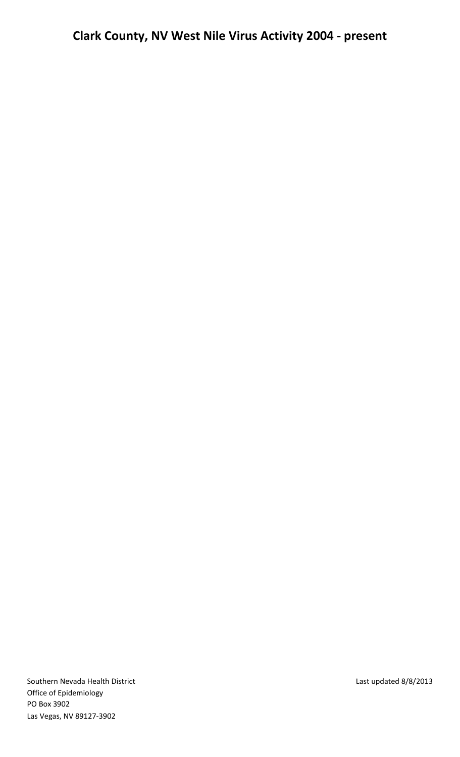# Clark County, NV West Nile Virus Activity 2004 - present

Southern Nevada Health District
Office of Epidemiology
PO Box 3902
Las Vegas, NV 89127-3902

Last updated 8/8/2013